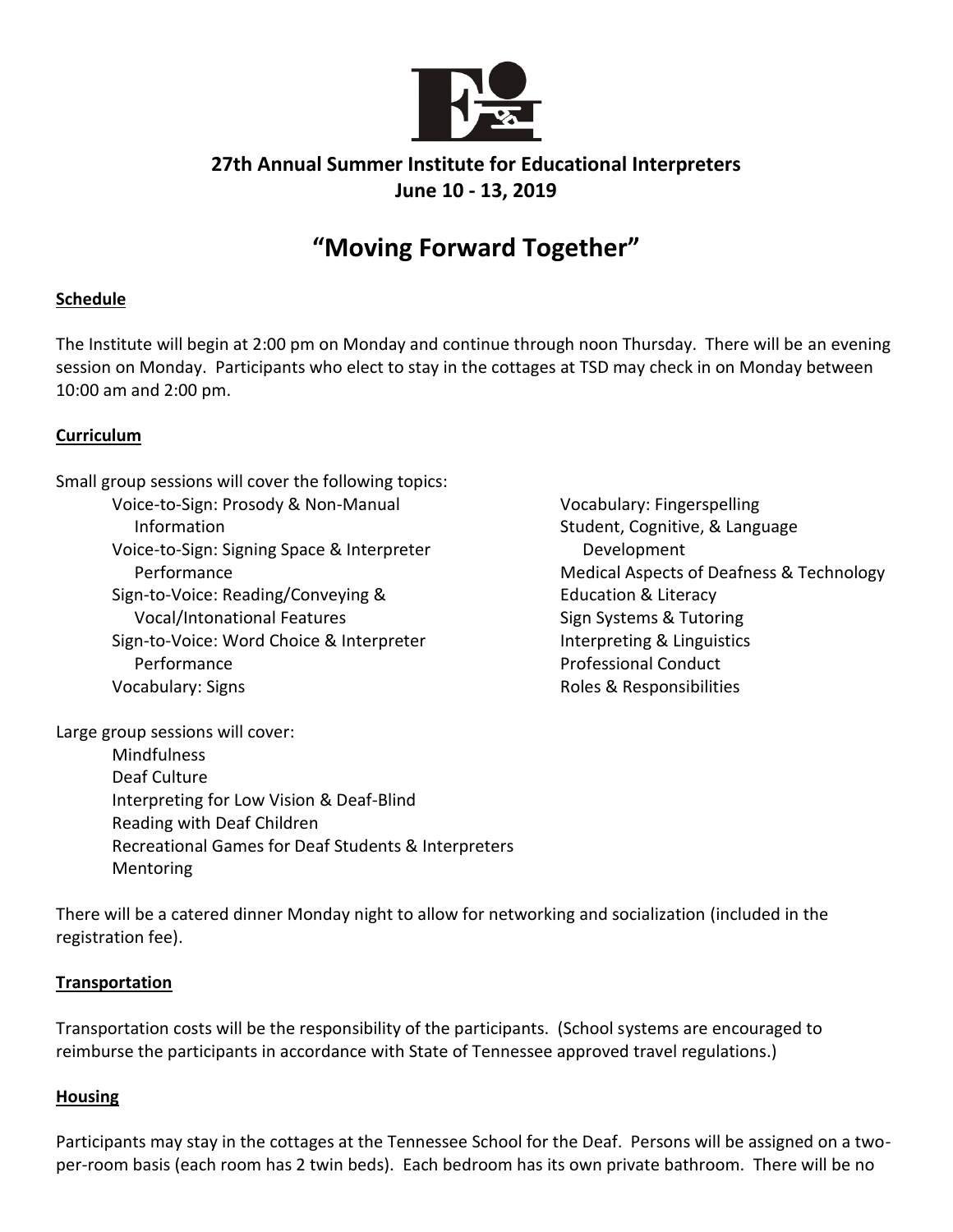## 27th Annual Summer Institute for Educational Interpreters
## June 10 - 13, 2019

# "Moving Forward Together"

### Schedule

The Institute will begin at 2:00 pm on Monday and continue through noon Thursday. There will be an evening session on Monday. Participants who elect to stay in the cottages at TSD may check in on Monday between 10:00 am and 2:00 pm.

### Curriculum

Small group sessions will cover the following topics:

- Voice-to-Sign: Prosody & Non-Manual Information
- Voice-to-Sign: Signing Space & Interpreter Performance
- Sign-to-Voice: Reading/Conveying & Vocal/Intonational Features
- Sign-to-Voice: Word Choice & Interpreter Performance
- Vocabulary: Signs
- Vocabulary: Fingerspelling
- Student, Cognitive, & Language Development
- Medical Aspects of Deafness & Technology
- Education & Literacy
- Sign Systems & Tutoring
- Interpreting & Linguistics
- Professional Conduct
- Roles & Responsibilities

Large group sessions will cover:

- Mindfulness
- Deaf Culture
- Interpreting for Low Vision & Deaf-Blind
- Reading with Deaf Children
- Recreational Games for Deaf Students & Interpreters
- Mentoring

There will be a catered dinner Monday night to allow for networking and socialization (included in the registration fee).

### Transportation

Transportation costs will be the responsibility of the participants. (School systems are encouraged to reimburse the participants in accordance with State of Tennessee approved travel regulations.)

### Housing

Participants may stay in the cottages at the Tennessee School for the Deaf. Persons will be assigned on a two-per-room basis (each room has 2 twin beds). Each bedroom has its own private bathroom. There will be no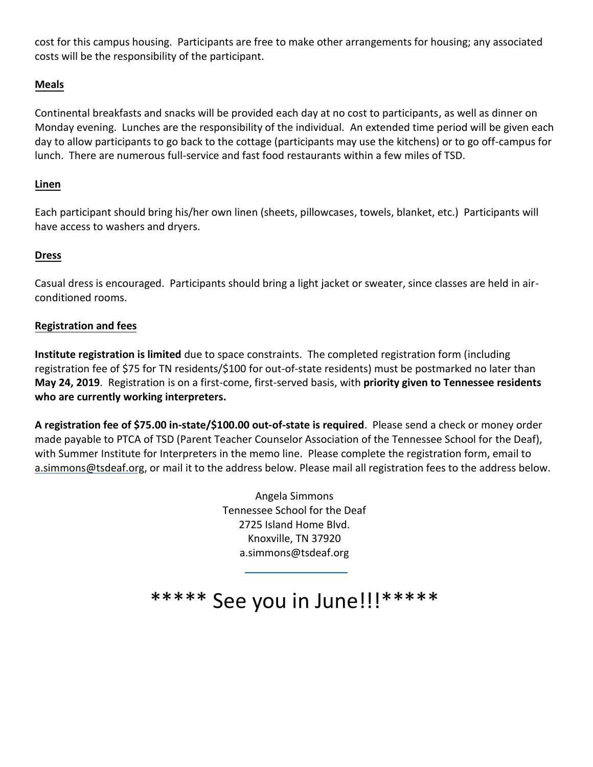cost for this campus housing. Participants are free to make other arrangements for housing; any associated costs will be the responsibility of the participant.

## Meals

Continental breakfasts and snacks will be provided each day at no cost to participants, as well as dinner on Monday evening. Lunches are the responsibility of the individual. An extended time period will be given each day to allow participants to go back to the cottage (participants may use the kitchens) or to go off-campus for lunch. There are numerous full-service and fast food restaurants within a few miles of TSD.

## Linen

Each participant should bring his/her own linen (sheets, pillowcases, towels, blanket, etc.) Participants will have access to washers and dryers.

## Dress

Casual dress is encouraged. Participants should bring a light jacket or sweater, since classes are held in air-conditioned rooms.

## Registration and fees

**Institute registration is limited** due to space constraints. The completed registration form (including registration fee of $75 for TN residents/$100 for out-of-state residents) must be postmarked no later than **May 24, 2019**. Registration is on a first-come, first-served basis, with **priority given to Tennessee residents who are currently working interpreters.**

**A registration fee of $75.00 in-state/$100.00 out-of-state is required**. Please send a check or money order made payable to PTCA of TSD (Parent Teacher Counselor Association of the Tennessee School for the Deaf), with Summer Institute for Interpreters in the memo line. Please complete the registration form, email to a.simmons@tsdeaf.org, or mail it to the address below. Please mail all registration fees to the address below.

Angela Simmons
Tennessee School for the Deaf
2725 Island Home Blvd.
Knoxville, TN 37920
a.simmons@tsdeaf.org

---

# ***** See you in June!!!*****